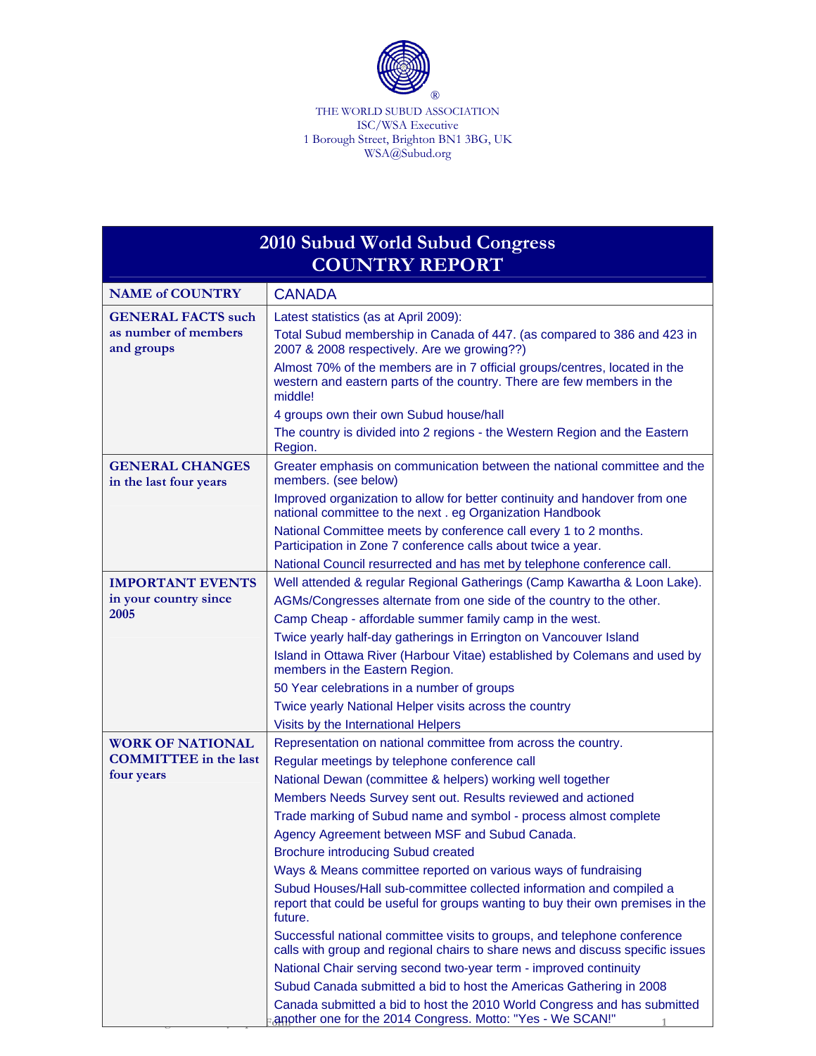THE WORLD SUBUD ASSOCIATION
ISC/WSA Executive
1 Borough Street, Brighton BN1 3BG, UK
WSA@Subud.org

# 2010 Subud World Subud Congress COUNTRY REPORT

| NAME of COUNTRY | CANADA |
|---|---|
| **GENERAL FACTS such as number of members and groups** | Latest statistics (as at April 2009):<br>Total Subud membership in Canada of 447. (as compared to 386 and 423 in 2007 & 2008 respectively. Are we growing??)<br>Almost 70% of the members are in 7 official groups/centres, located in the western and eastern parts of the country. There are few members in the middle!<br>4 groups own their own Subud house/hall<br>The country is divided into 2 regions - the Western Region and the Eastern Region. |
| **GENERAL CHANGES in the last four years** | Greater emphasis on communication between the national committee and the members. (see below)<br>Improved organization to allow for better continuity and handover from one national committee to the next . eg Organization Handbook<br>National Committee meets by conference call every 1 to 2 months. Participation in Zone 7 conference calls about twice a year.<br>National Council resurrected and has met by telephone conference call. |
| **IMPORTANT EVENTS in your country since 2005** | Well attended & regular Regional Gatherings (Camp Kawartha & Loon Lake).<br>AGMs/Congresses alternate from one side of the country to the other.<br>Camp Cheap - affordable summer family camp in the west.<br>Twice yearly half-day gatherings in Errington on Vancouver Island<br>Island in Ottawa River (Harbour Vitae) established by Colemans and used by members in the Eastern Region.<br>50 Year celebrations in a number of groups<br>Twice yearly National Helper visits across the country<br>Visits by the International Helpers |
| **WORK OF NATIONAL COMMITTEE in the last four years** | Representation on national committee from across the country.<br>Regular meetings by telephone conference call<br>National Dewan (committee & helpers) working well together<br>Members Needs Survey sent out. Results reviewed and actioned<br>Trade marking of Subud name and symbol - process almost complete<br>Agency Agreement between MSF and Subud Canada.<br>Brochure introducing Subud created<br>Ways & Means committee reported on various ways of fundraising<br>Subud Houses/Hall sub-committee collected information and compiled a report that could be useful for groups wanting to buy their own premises in the future.<br>Successful national committee visits to groups, and telephone conference calls with group and regional chairs to share news and discuss specific issues<br>National Chair serving second two-year term - improved continuity<br>Subud Canada submitted a bid to host the Americas Gathering in 2008<br>Canada submitted a bid to host the 2010 World Congress and has submitted another one for the 2014 Congress. Motto: "Yes - We SCAN!" |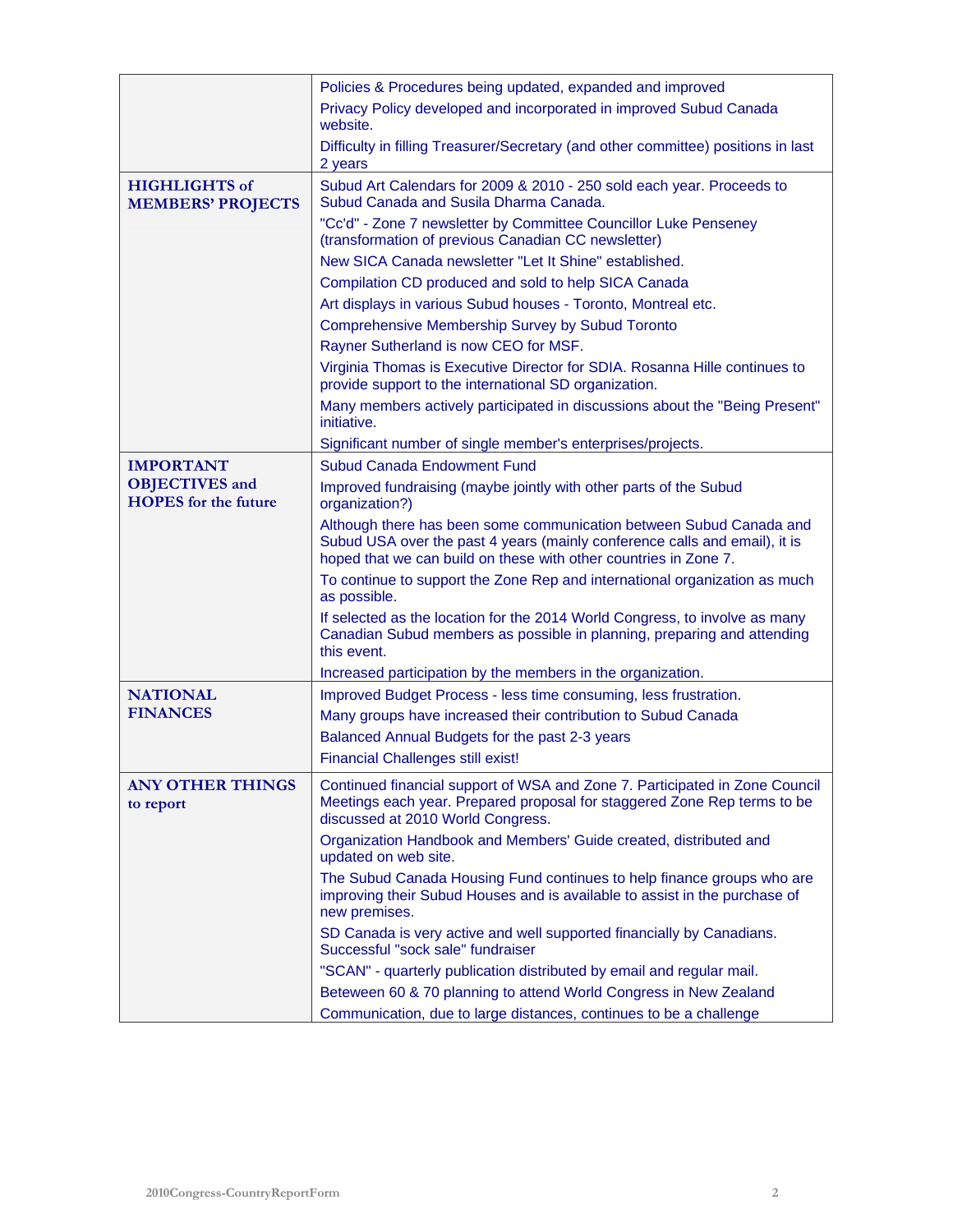| | |
|---|---|
| | Policies & Procedures being updated, expanded and improved<br>Privacy Policy developed and incorporated in improved Subud Canada website.<br>Difficulty in filling Treasurer/Secretary (and other committee) positions in last 2 years |
| **HIGHLIGHTS of MEMBERS' PROJECTS** | Subud Art Calendars for 2009 & 2010 - 250 sold each year. Proceeds to Subud Canada and Susila Dharma Canada.<br>"Cc'd" - Zone 7 newsletter by Committee Councillor Luke Penseney (transformation of previous Canadian CC newsletter)<br>New SICA Canada newsletter "Let It Shine" established.<br>Compilation CD produced and sold to help SICA Canada<br>Art displays in various Subud houses - Toronto, Montreal etc.<br>Comprehensive Membership Survey by Subud Toronto<br>Rayner Sutherland is now CEO for MSF.<br>Virginia Thomas is Executive Director for SDIA. Rosanna Hille continues to provide support to the international SD organization.<br>Many members actively participated in discussions about the "Being Present" initiative.<br>Significant number of single member's enterprises/projects. |
| **IMPORTANT OBJECTIVES and HOPES for the future** | Subud Canada Endowment Fund<br>Improved fundraising (maybe jointly with other parts of the Subud organization?)<br>Although there has been some communication between Subud Canada and Subud USA over the past 4 years (mainly conference calls and email), it is hoped that we can build on these with other countries in Zone 7.<br>To continue to support the Zone Rep and international organization as much as possible.<br>If selected as the location for the 2014 World Congress, to involve as many Canadian Subud members as possible in planning, preparing and attending this event.<br>Increased participation by the members in the organization. |
| **NATIONAL FINANCES** | Improved Budget Process - less time consuming, less frustration.<br>Many groups have increased their contribution to Subud Canada<br>Balanced Annual Budgets for the past 2-3 years<br>Financial Challenges still exist! |
| **ANY OTHER THINGS** to report | Continued financial support of WSA and Zone 7. Participated in Zone Council Meetings each year. Prepared proposal for staggered Zone Rep terms to be discussed at 2010 World Congress.<br>Organization Handbook and Members' Guide created, distributed and updated on web site.<br>The Subud Canada Housing Fund continues to help finance groups who are improving their Subud Houses and is available to assist in the purchase of new premises.<br>SD Canada is very active and well supported financially by Canadians. Successful "sock sale" fundraiser<br>"SCAN" - quarterly publication distributed by email and regular mail.<br>Beteween 60 & 70 planning to attend World Congress in New Zealand<br>Communication, due to large distances, continues to be a challenge |